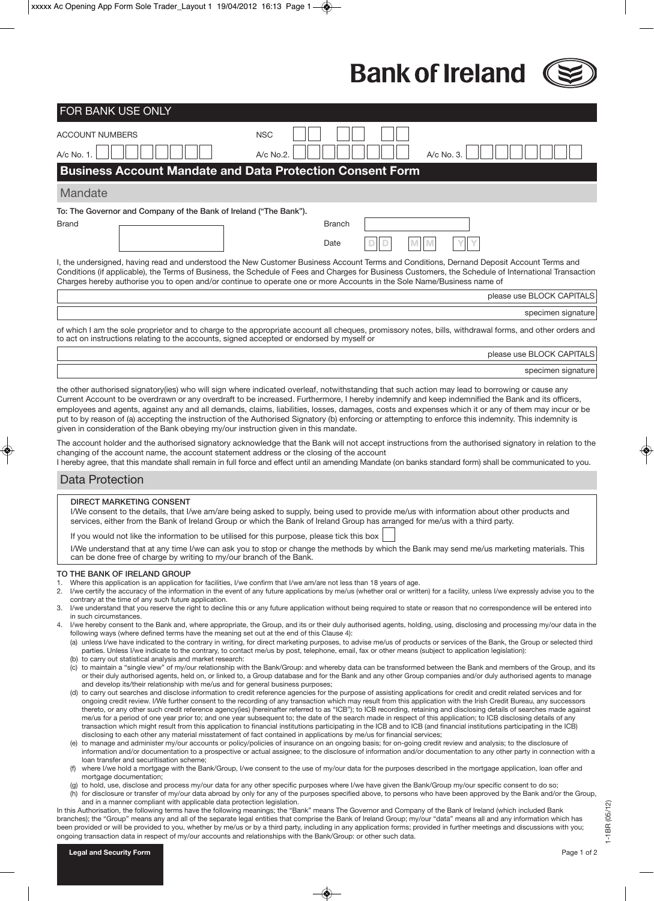Bank of Ireland

## FOR BANK USE ONLY

ACCOUNT NUMBERS

NSC

A/c No. 1. A/c No.2. A/c No. 3.

# Business Account Mandate and Data Protection Consent Form

## Mandate

**To: The Governor and Company of the Bank of Ireland ("The Bank").**

Brand

Branch

Date D D M M Y Y

I, the undersigned, having read and understood the New Customer Business Account Terms and Conditions, Dernand Deposit Account Terms and Conditions (if applicable), the Terms of Business, the Schedule of Fees and Charges for Business Customers, the Schedule of International Transaction Charges hereby authorise you to open and/or continue to operate one or more Accounts in the Sole Name/Business name of

please use BLOCK CAPITALS

specimen signature

of which I am the sole proprietor and to charge to the appropriate account all cheques, promissory notes, bills, withdrawal forms, and other orders and to act on instructions relating to the accounts, signed accepted or endorsed by myself or

please use BLOCK CAPITALS

specimen signature

the other authorised signatory(ies) who will sign where indicated overleaf, notwithstanding that such action may lead to borrowing or cause any Current Account to be overdrawn or any overdraft to be increased. Furthermore, I hereby indemnify and keep indemnified the Bank and its officers, employees and agents, against any and all demands, claims, liabilities, losses, damages, costs and expenses which it or any of them may incur or be put to by reason of (a) accepting the instruction of the Authorised Signatory (b) enforcing or attempting to enforce this indemnity. This indemnity is given in consideration of the Bank obeying my/our instruction given in this mandate.

The account holder and the authorised signatory acknowledge that the Bank will not accept instructions from the authorised signatory in relation to the changing of the account name, the account statement address or the closing of the account

I hereby agree, that this mandate shall remain in full force and effect until an amending Mandate (on banks standard form) shall be communicated to you.

## Data Protection

**DIRECT MARKETING CONSENT**

I/We consent to the details, that I/we am/are being asked to supply, being used to provide me/us with information about other products and services, either from the Bank of Ireland Group or which the Bank of Ireland Group has arranged for me/us with a third party.

If you would not like the information to be utilised for this purpose, please tick this box ☐

I/We understand that at any time I/we can ask you to stop or change the methods by which the Bank may send me/us marketing materials. This can be done free of charge by writing to my/our branch of the Bank.

**TO THE BANK OF IRELAND GROUP**

1. Where this application is an application for facilities, I/we confirm that I/we am/are not less than 18 years of age.
2. I/we certify the accuracy of the information in the event of any future applications by me/us (whether oral or written) for a facility, unless I/we expressly advise you to the contrary at the time of any such future application.
3. I/we understand that you reserve the right to decline this or any future application without being required to state or reason that no correspondence will be entered into in such circumstances.
4. I/we hereby consent to the Bank and, where appropriate, the Group, and its or their duly authorised agents, holding, using, disclosing and processing my/our data in the following ways (where defined terms have the meaning set out at the end of this Clause 4):
   (a) unless I/we have indicated to the contrary in writing, for direct marketing purposes, to advise me/us of products or services of the Bank, the Group or selected third parties. Unless I/we indicate to the contrary, to contact me/us by post, telephone, email, fax or other means (subject to application legislation):
   (b) to carry out statistical analysis and market research:
   (c) to maintain a "single view" of my/our relationship with the Bank/Group: and whereby data can be transformed between the Bank and members of the Group, and its or their duly authorised agents, held on, or linked to, a Group database and for the Bank and any other Group companies and/or duly authorised agents to manage and develop its/their relationship with me/us and for general business purposes;
   (d) to carry out searches and disclose information to credit reference agencies for the purpose of assisting applications for credit and credit related services and for ongoing credit review. I/We further consent to the recording of any transaction which may result from this application with the Irish Credit Bureau, any successors thereto, or any other such credit reference agency(ies) (hereinafter referred to as "ICB"); to ICB recording, retaining and disclosing details of searches made against me/us for a period of one year prior to; and one year subsequent to; the date of the search made in respect of this application; to ICB disclosing details of any transaction which might result from this application to financial institutions participating in the ICB and to ICB (and financial institutions participating in the ICB) disclosing to each other any material misstatement of fact contained in applications by me/us for financial services;
   (e) to manage and administer my/our accounts or policy/policies of insurance on an ongoing basis; for on-going credit review and analysis; to the disclosure of information and/or documentation to a prospective or actual assignee; to the disclosure of information and/or documentation to any other party in connection with a loan transfer and securitisation scheme;
   (f) where I/we hold a mortgage with the Bank/Group, I/we consent to the use of my/our data for the purposes described in the mortgage application, loan offer and mortgage documentation;
   (g) to hold, use, disclose and process my/our data for any other specific purposes where I/we have given the Bank/Group my/our specific consent to do so;
   (h) for disclosure or transfer of my/our data abroad by only for any of the purposes specified above, to persons who have been approved by the Bank and/or the Group, and in a manner compliant with applicable data protection legislation.

In this Authorisation, the following terms have the following meanings; the "Bank" means The Governor and Company of the Bank of Ireland (which included Bank branches); the "Group" means any and all of the separate legal entities that comprise the Bank of Ireland Group; my/our "data" means all and any information which has been provided or will be provided to you, whether by me/us or by a third party, including in any application forms; provided in further meetings and discussions with you; ongoing transaction data in respect of my/our accounts and relationships with the Bank/Group: or other such data.

**Legal and Security Form**

1-1BR (05/12)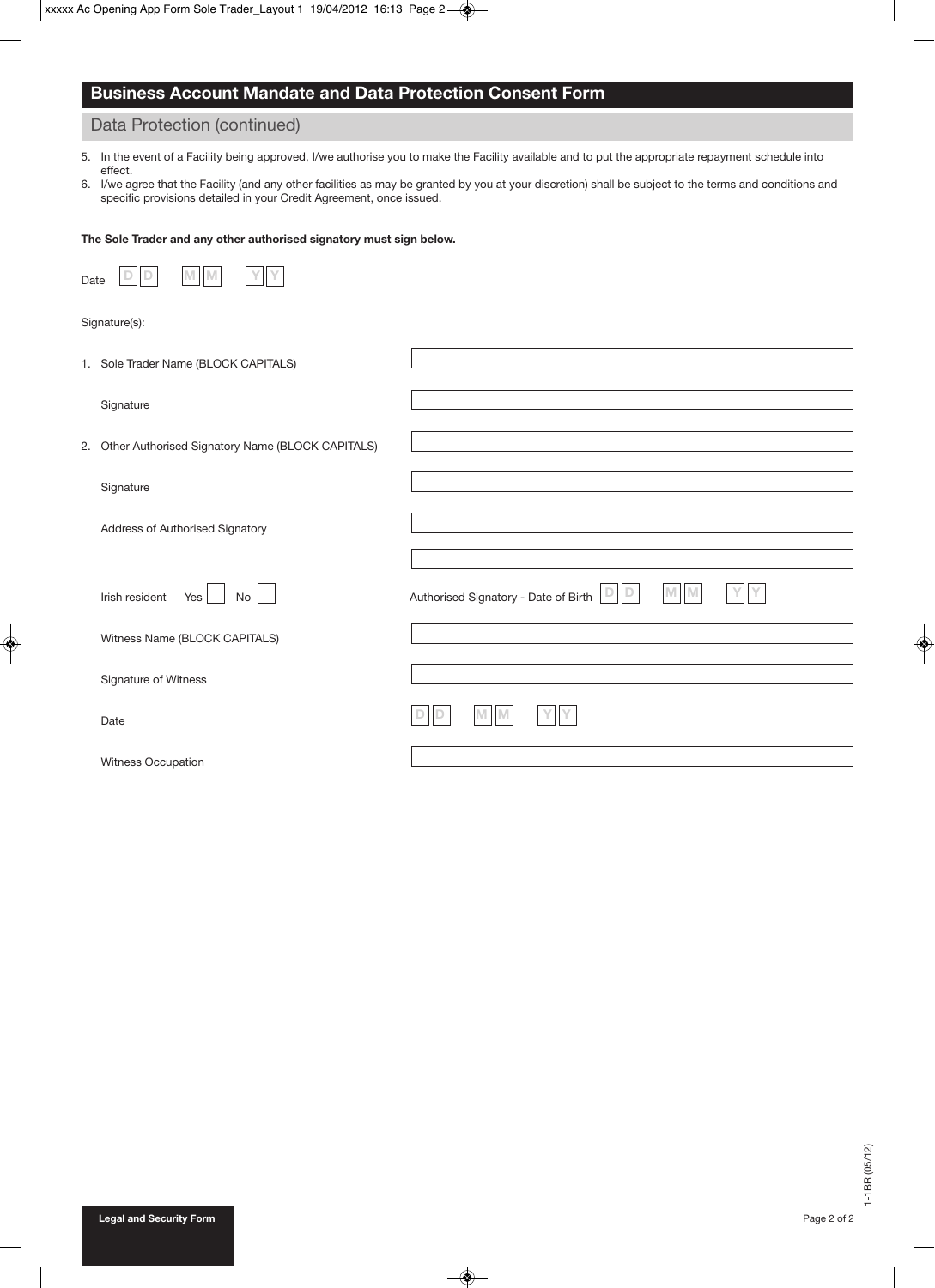## Business Account Mandate and Data Protection Consent Form

### Data Protection (continued)

5. In the event of a Facility being approved, I/we authorise you to make the Facility available and to put the appropriate repayment schedule into effect.
6. I/we agree that the Facility (and any other facilities as may be granted by you at your discretion) shall be subject to the terms and conditions and specific provisions detailed in your Credit Agreement, once issued.

**The Sole Trader and any other authorised signatory must sign below.**

Date D D M M Y Y

Signature(s):

1. Sole Trader Name (BLOCK CAPITALS)

   Signature

2. Other Authorised Signatory Name (BLOCK CAPITALS)

   Signature

   Address of Authorised Signatory

   Irish resident Yes ☐ No ☐

   Authorised Signatory - Date of Birth D D M M Y Y

   Witness Name (BLOCK CAPITALS)

   Signature of Witness

   Date D D M M Y Y

   Witness Occupation

1-1BR (05/12)

**Legal and Security Form**